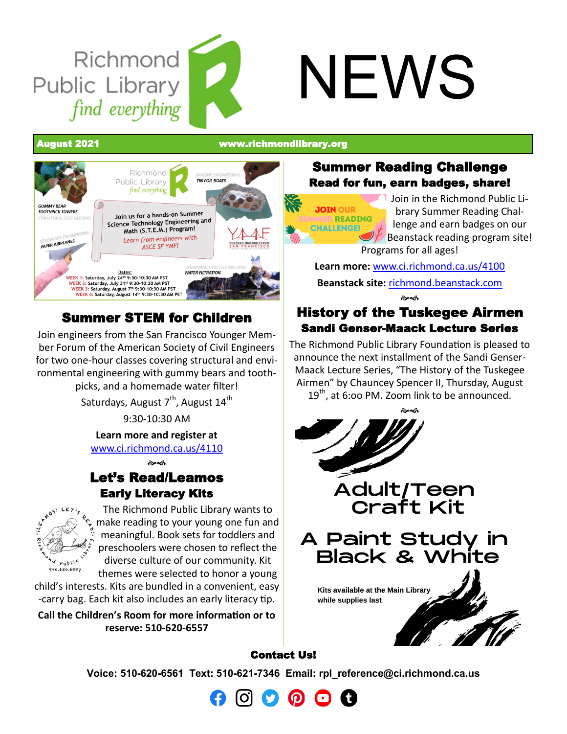# Richmond Public Library NEWS

*find everything*

**August 2021** www.richmondlibrary.org

## Summer STEM for Children

Join engineers from the San Francisco Younger Member Forum of the American Society of Civil Engineers for two one-hour classes covering structural and environmental engineering with gummy bears and toothpicks, and a homemade water filter!

Saturdays, August 7th, August 14th

9:30-10:30 AM

**Learn more and register at**
www.ci.richmond.ca.us/4110

## Let's Read/Leamos

### Early Literacy Kits

The Richmond Public Library wants to make reading to your young one fun and meaningful. Book sets for toddlers and preschoolers were chosen to reflect the diverse culture of our community. Kit themes were selected to honor a young child's interests. Kits are bundled in a convenient, easy-carry bag. Each kit also includes an early literacy tip.

**Call the Children's Room for more information or to reserve: 510-620-6557**

## Summer Reading Challenge

### Read for fun, earn badges, share!

Join in the Richmond Public Library Summer Reading Challenge and earn badges on our Beanstack reading program site! Programs for all ages!

**Learn more:** www.ci.richmond.ca.us/4100

**Beanstack site:** richmond.beanstack.com

## History of the Tuskegee Airmen

### Sandi Genser-Maack Lecture Series

The Richmond Public Library Foundation is pleased to announce the next installment of the Sandi Genser-Maack Lecture Series, "The History of the Tuskegee Airmen" by Chauncey Spencer II, Thursday, August 19th, at 6:oo PM. Zoom link to be announced.

## Adult/Teen Craft Kit

### A Paint Study in Black & White

**Kits available at the Main Library while supplies last**

## Contact Us!

**Voice: 510-620-6561 Text: 510-621-7346 Email: rpl_reference@ci.richmond.ca.us**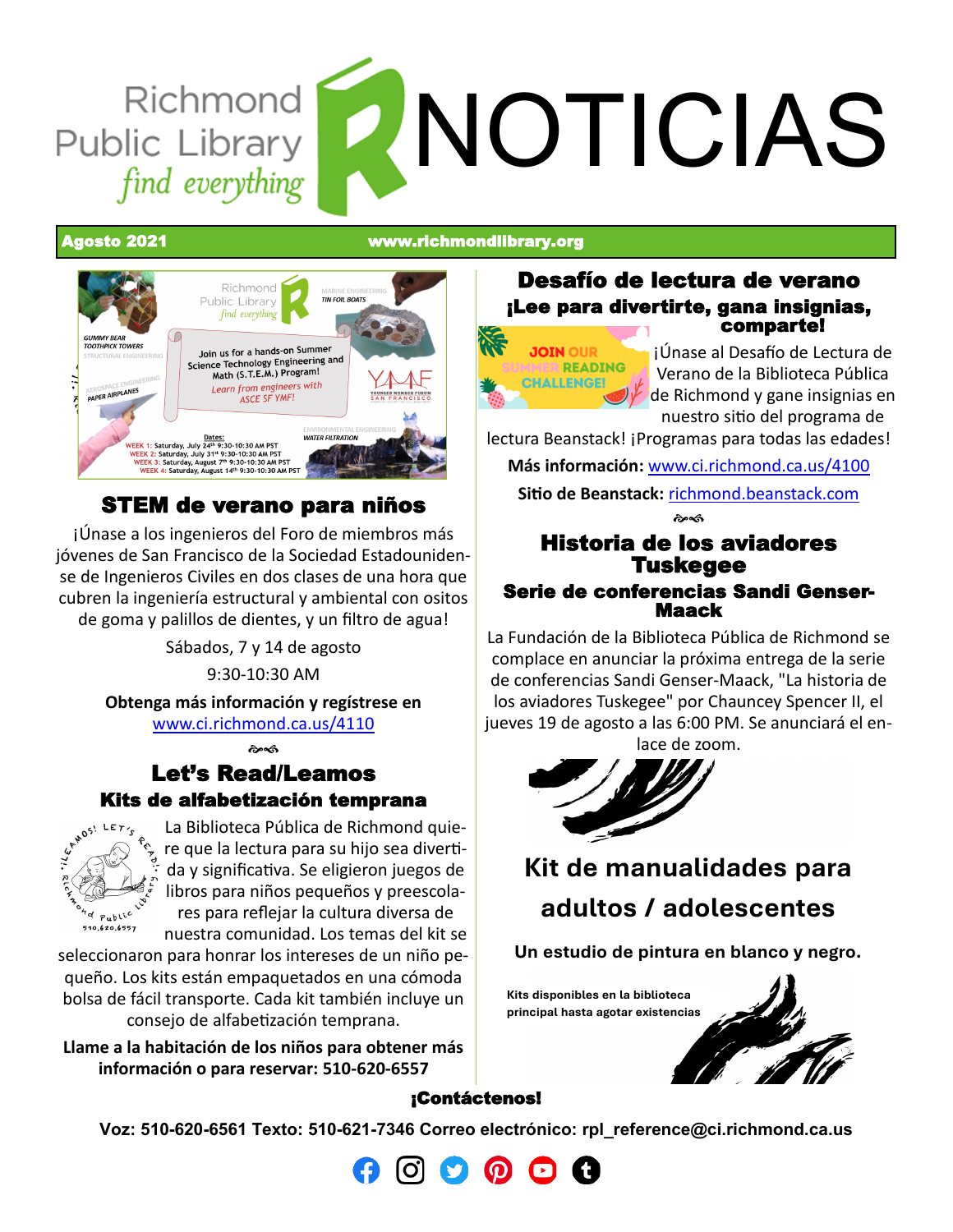# Richmond Public Library *find everything* NOTICIAS

**Agosto 2021** **www.richmondlibrary.org**

## STEM de verano para niños

¡Únase a los ingenieros del Foro de miembros más jóvenes de San Francisco de la Sociedad Estadounidense de Ingenieros Civiles en dos clases de una hora que cubren la ingeniería estructural y ambiental con ositos de goma y palillos de dientes, y un filtro de agua!

Sábados, 7 y 14 de agosto

9:30-10:30 AM

**Obtenga más información y regístrese en**
www.ci.richmond.ca.us/4110

## Let's Read/Leamos

### Kits de alfabetización temprana

La Biblioteca Pública de Richmond quiere que la lectura para su hijo sea divertida y significativa. Se eligieron juegos de libros para niños pequeños y preescolares para reflejar la cultura diversa de nuestra comunidad. Los temas del kit se seleccionaron para honrar los intereses de un niño pequeño. Los kits están empaquetados en una cómoda bolsa de fácil transporte. Cada kit también incluye un consejo de alfabetización temprana.

**Llame a la habitación de los niños para obtener más información o para reservar: 510-620-6557**

## Desafío de lectura de verano

### ¡Lee para divertirte, gana insignias, comparte!

¡Únase al Desafío de Lectura de Verano de la Biblioteca Pública de Richmond y gane insignias en nuestro sitio del programa de lectura Beanstack! ¡Programas para todas las edades!

**Más información:** www.ci.richmond.ca.us/4100

**Sitio de Beanstack:** richmond.beanstack.com

## Historia de los aviadores Tuskegee

### Serie de conferencias Sandi Genser-Maack

La Fundación de la Biblioteca Pública de Richmond se complace en anunciar la próxima entrega de la serie de conferencias Sandi Genser-Maack, "La historia de los aviadores Tuskegee" por Chauncey Spencer II, el jueves 19 de agosto a las 6:00 PM. Se anunciará el enlace de zoom.

## Kit de manualidades para adultos / adolescentes

**Un estudio de pintura en blanco y negro.**

**Kits disponibles en la biblioteca principal hasta agotar existencias**

**¡Contáctenos!**

**Voz: 510-620-6561 Texto: 510-621-7346 Correo electrónico: rpl_reference@ci.richmond.ca.us**